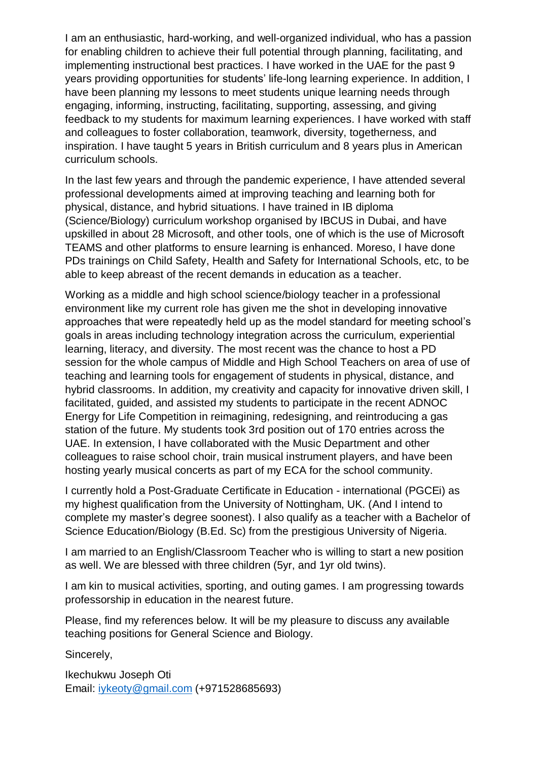I am an enthusiastic, hard-working, and well-organized individual, who has a passion for enabling children to achieve their full potential through planning, facilitating, and implementing instructional best practices. I have worked in the UAE for the past 9 years providing opportunities for students' life-long learning experience. In addition, I have been planning my lessons to meet students unique learning needs through engaging, informing, instructing, facilitating, supporting, assessing, and giving feedback to my students for maximum learning experiences. I have worked with staff and colleagues to foster collaboration, teamwork, diversity, togetherness, and inspiration. I have taught 5 years in British curriculum and 8 years plus in American curriculum schools.

In the last few years and through the pandemic experience, I have attended several professional developments aimed at improving teaching and learning both for physical, distance, and hybrid situations. I have trained in IB diploma (Science/Biology) curriculum workshop organised by IBCUS in Dubai, and have upskilled in about 28 Microsoft, and other tools, one of which is the use of Microsoft TEAMS and other platforms to ensure learning is enhanced. Moreso, I have done PDs trainings on Child Safety, Health and Safety for International Schools, etc, to be able to keep abreast of the recent demands in education as a teacher.

Working as a middle and high school science/biology teacher in a professional environment like my current role has given me the shot in developing innovative approaches that were repeatedly held up as the model standard for meeting school's goals in areas including technology integration across the curriculum, experiential learning, literacy, and diversity. The most recent was the chance to host a PD session for the whole campus of Middle and High School Teachers on area of use of teaching and learning tools for engagement of students in physical, distance, and hybrid classrooms. In addition, my creativity and capacity for innovative driven skill, I facilitated, guided, and assisted my students to participate in the recent ADNOC Energy for Life Competition in reimagining, redesigning, and reintroducing a gas station of the future. My students took 3rd position out of 170 entries across the UAE. In extension, I have collaborated with the Music Department and other colleagues to raise school choir, train musical instrument players, and have been hosting yearly musical concerts as part of my ECA for the school community.

I currently hold a Post-Graduate Certificate in Education - international (PGCEi) as my highest qualification from the University of Nottingham, UK. (And I intend to complete my master's degree soonest). I also qualify as a teacher with a Bachelor of Science Education/Biology (B.Ed. Sc) from the prestigious University of Nigeria.

I am married to an English/Classroom Teacher who is willing to start a new position as well. We are blessed with three children (5yr, and 1yr old twins).

I am kin to musical activities, sporting, and outing games. I am progressing towards professorship in education in the nearest future.

Please, find my references below. It will be my pleasure to discuss any available teaching positions for General Science and Biology.

Sincerely,

Ikechukwu Joseph Oti
Email: iykeoty@gmail.com (+971528685693)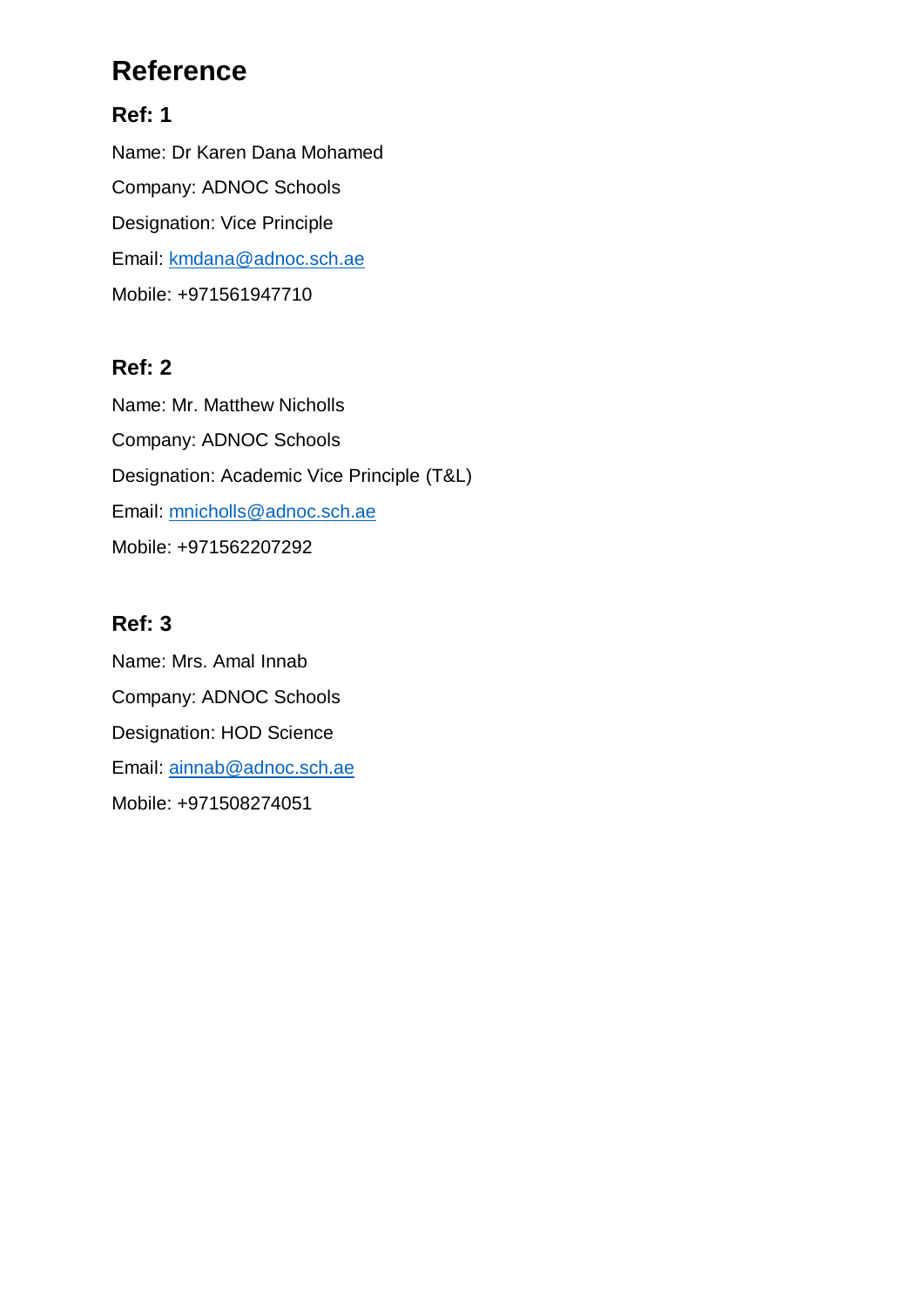# Reference

### Ref: 1

Name: Dr Karen Dana Mohamed

Company: ADNOC Schools

Designation: Vice Principle

Email: kmdana@adnoc.sch.ae

Mobile: +971561947710

### Ref: 2

Name: Mr. Matthew Nicholls

Company: ADNOC Schools

Designation: Academic Vice Principle (T&L)

Email: mnicholls@adnoc.sch.ae

Mobile: +971562207292

### Ref: 3

Name: Mrs. Amal Innab

Company: ADNOC Schools

Designation: HOD Science

Email: ainnab@adnoc.sch.ae

Mobile: +971508274051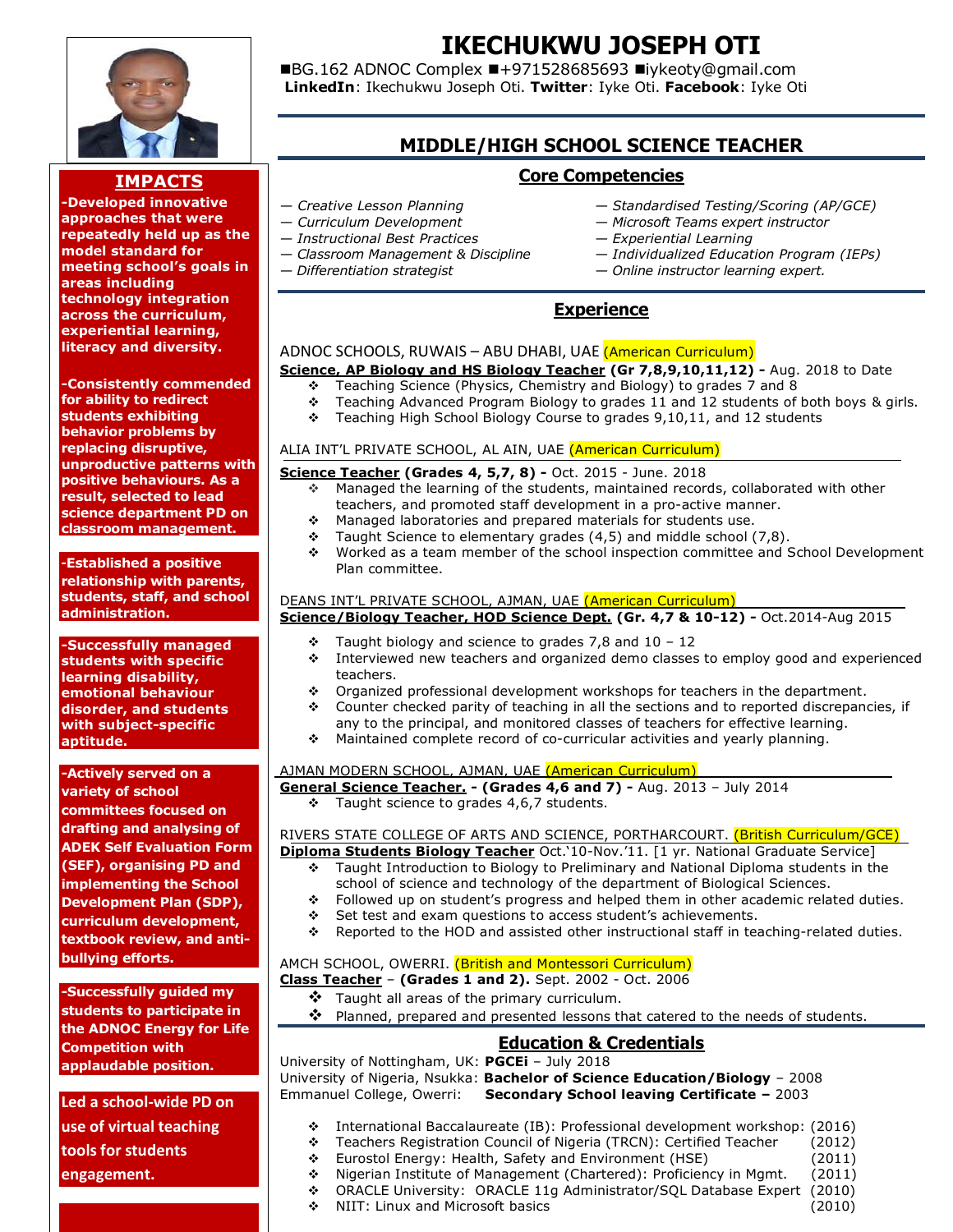# IKECHUKWU JOSEPH OTI

■BG.162 ADNOC Complex ■+971528685693 ■iykeoty@gmail.com
**LinkedIn**: Ikechukwu Joseph Oti. **Twitter**: Iyke Oti. **Facebook**: Iyke Oti

## IMPACTS

**-Developed innovative approaches that were repeatedly held up as the model standard for meeting school's goals in areas including technology integration across the curriculum, experiential learning, literacy and diversity.**

**-Consistently commended for ability to redirect students exhibiting behavior problems by replacing disruptive, unproductive patterns with positive behaviours. As a result, selected to lead science department PD on classroom management.**

**-Established a positive relationship with parents, students, staff, and school administration.**

**-Successfully managed students with specific learning disability, emotional behaviour disorder, and students with subject-specific aptitude.**

**-Actively served on a variety of school committees focused on drafting and analysing of ADEK Self Evaluation Form (SEF), organising PD and implementing the School Development Plan (SDP), curriculum development, textbook review, and anti-bullying efforts.**

**-Successfully guided my students to participate in the ADNOC Energy for Life Competition with applaudable position.**

**Led a school-wide PD on use of virtual teaching tools for students engagement.**

## MIDDLE/HIGH SCHOOL SCIENCE TEACHER

### Core Competencies

- *Creative Lesson Planning*
- *Curriculum Development*
- *Instructional Best Practices*
- *Classroom Management & Discipline*
- *Differentiation strategist*
- *Standardised Testing/Scoring (AP/GCE)*
- *Microsoft Teams expert instructor*
- *Experiential Learning*
- *Individualized Education Program (IEPs)*
- *Online instructor learning expert.*

### Experience

ADNOC SCHOOLS, RUWAIS – ABU DHABI, UAE (American Curriculum)
**Science, AP Biology and HS Biology Teacher (Gr 7,8,9,10,11,12) -** Aug. 2018 to Date
- Teaching Science (Physics, Chemistry and Biology) to grades 7 and 8
- Teaching Advanced Program Biology to grades 11 and 12 students of both boys & girls.
- Teaching High School Biology Course to grades 9,10,11, and 12 students

ALIA INT'L PRIVATE SCHOOL, AL AIN, UAE (American Curriculum)
**Science Teacher (Grades 4, 5,7, 8) -** Oct. 2015 - June. 2018
- Managed the learning of the students, maintained records, collaborated with other teachers, and promoted staff development in a pro-active manner.
- Managed laboratories and prepared materials for students use.
- Taught Science to elementary grades (4,5) and middle school (7,8).
- Worked as a team member of the school inspection committee and School Development Plan committee.

DEANS INT'L PRIVATE SCHOOL, AJMAN, UAE (American Curriculum)
**Science/Biology Teacher, HOD Science Dept. (Gr. 4,7 & 10-12) -** Oct.2014-Aug 2015
- Taught biology and science to grades 7,8 and 10 – 12
- Interviewed new teachers and organized demo classes to employ good and experienced teachers.
- Organized professional development workshops for teachers in the department.
- Counter checked parity of teaching in all the sections and to reported discrepancies, if any to the principal, and monitored classes of teachers for effective learning.
- Maintained complete record of co-curricular activities and yearly planning.

AJMAN MODERN SCHOOL, AJMAN, UAE (American Curriculum)
**General Science Teacher. - (Grades 4,6 and 7) -** Aug. 2013 – July 2014
- Taught science to grades 4,6,7 students.

RIVERS STATE COLLEGE OF ARTS AND SCIENCE, PORTHARCOURT. (British Curriculum/GCE)
**Diploma Students Biology Teacher** Oct.'10-Nov.'11. [1 yr. National Graduate Service]
- Taught Introduction to Biology to Preliminary and National Diploma students in the school of science and technology of the department of Biological Sciences.
- Followed up on student's progress and helped them in other academic related duties.
- Set test and exam questions to access student's achievements.
- Reported to the HOD and assisted other instructional staff in teaching-related duties.

AMCH SCHOOL, OWERRI. (British and Montessori Curriculum)
**Class Teacher** – **(Grades 1 and 2).** Sept. 2002 - Oct. 2006
- Taught all areas of the primary curriculum.
- Planned, prepared and presented lessons that catered to the needs of students.

### Education & Credentials

University of Nottingham, UK: **PGCEi** – July 2018
University of Nigeria, Nsukka: **Bachelor of Science Education/Biology** – 2008
Emmanuel College, Owerri: **Secondary School leaving Certificate – 2003**

- International Baccalaureate (IB): Professional development workshop: (2016)
- Teachers Registration Council of Nigeria (TRCN): Certified Teacher (2012)
- Eurostol Energy: Health, Safety and Environment (HSE) (2011)
- Nigerian Institute of Management (Chartered): Proficiency in Mgmt. (2011)
- ORACLE University: ORACLE 11g Administrator/SQL Database Expert (2010)
- NIIT: Linux and Microsoft basics (2010)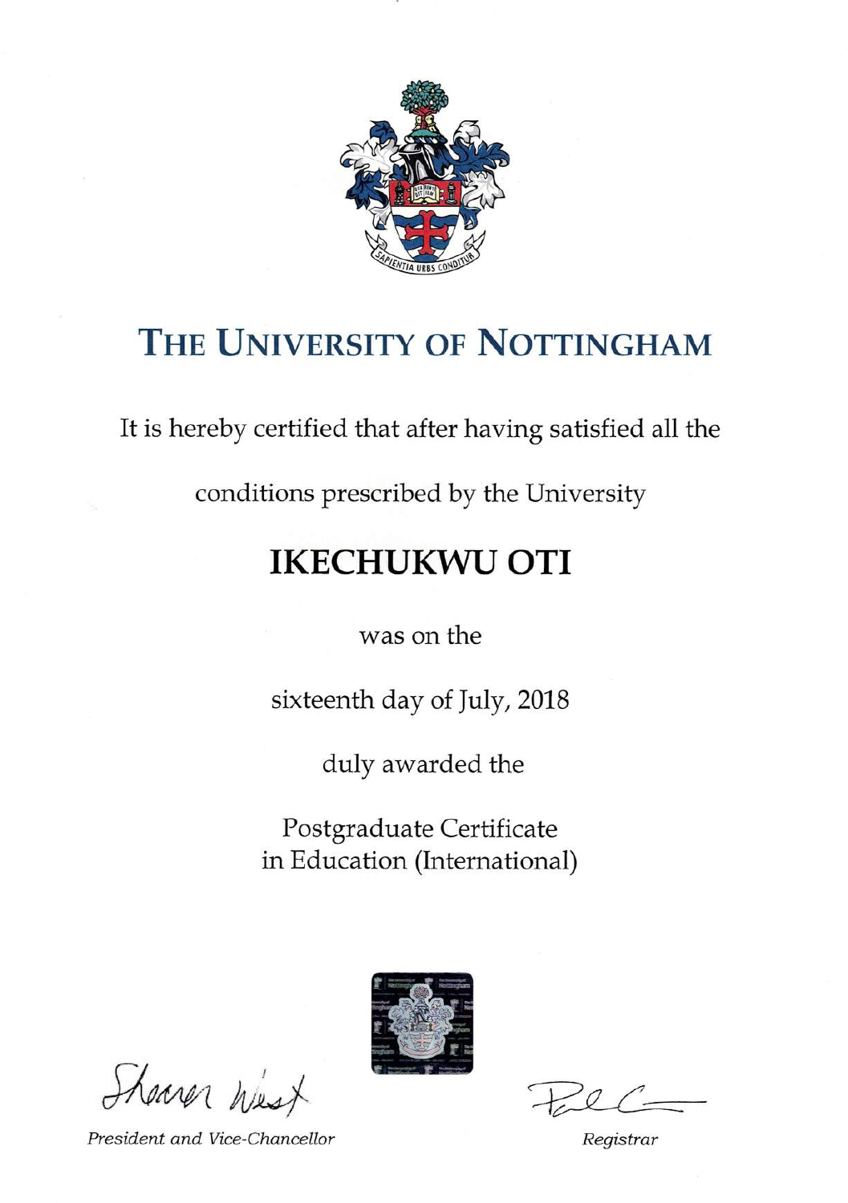SAPIENTIA URBS CONDITUR

# THE UNIVERSITY OF NOTTINGHAM

It is hereby certified that after having satisfied all the

conditions prescribed by the University

## IKECHUKWU OTI

was on the

sixteenth day of July, 2018

duly awarded the

Postgraduate Certificate
in Education (International)

*President and Vice-Chancellor*

*Registrar*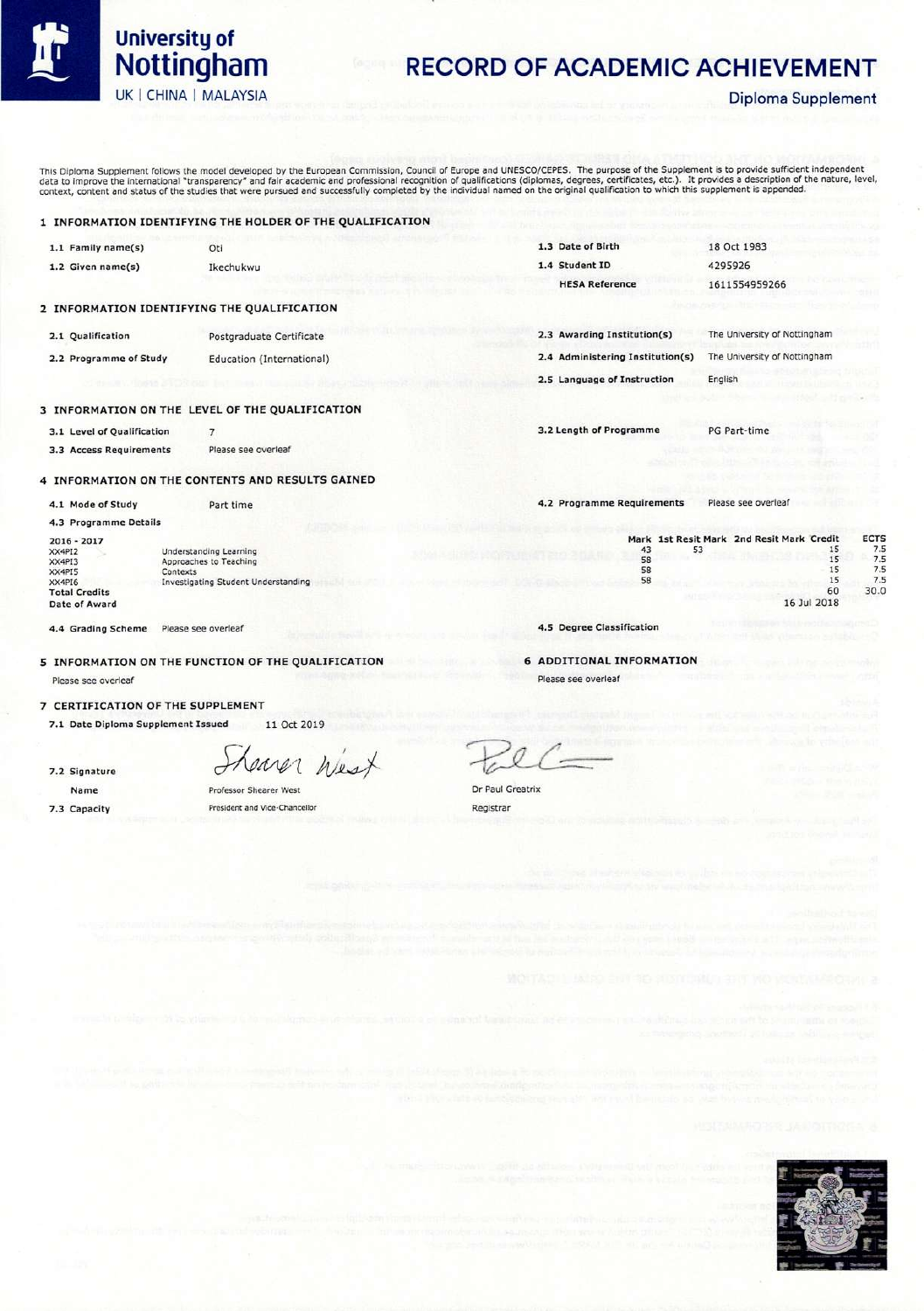# University of Nottingham
UK | CHINA | MALAYSIA

# RECORD OF ACADEMIC ACHIEVEMENT

## Diploma Supplement

This Diploma Supplement follows the model developed by the European Commission, Council of Europe and UNESCO/CEPES. The purpose of the Supplement is to provide sufficient independent data to improve the international "transparency" and fair academic and professional recognition of qualifications (diplomas, degrees, certificates, etc.). It provides a description of the nature, level, context, content and status of the studies that were pursued and successfully completed by the individual named on the original qualification to which this supplement is appended.

### 1 INFORMATION IDENTIFYING THE HOLDER OF THE QUALIFICATION

| | | | |
|---|---|---|---|
| 1.1 Family name(s) | Oti | 1.3 Date of Birth | 18 Oct 1983 |
| 1.2 Given name(s) | Ikechukwu | 1.4 Student ID | 4295926 |
| | | HESA Reference | 1611554959266 |

### 2 INFORMATION IDENTIFYING THE QUALIFICATION

| | | | |
|---|---|---|---|
| 2.1 Qualification | Postgraduate Certificate | 2.3 Awarding Institution(s) | The University of Nottingham |
| 2.2 Programme of Study | Education (International) | 2.4 Administering Institution(s) | The University of Nottingham |
| | | 2.5 Language of Instruction | English |

### 3 INFORMATION ON THE LEVEL OF THE QUALIFICATION

| | | | |
|---|---|---|---|
| 3.1 Level of Qualification | 7 | 3.2 Length of Programme | PG Part-time |
| 3.3 Access Requirements | Please see overleaf | | |

### 4 INFORMATION ON THE CONTENTS AND RESULTS GAINED

| | | | |
|---|---|---|---|
| 4.1 Mode of Study | Part time | 4.2 Programme Requirements | Please see overleaf |

4.3 Programme Details

| 2016 - 2017 | | Mark | 1st Resit Mark | 2nd Resit Mark | Credit | ECTS |
|---|---|---|---|---|---|---|
| XX4PI2 | Understanding Learning | 43 | 53 | | 15 | 7.5 |
| XX4PI3 | Approaches to Teaching | 58 | | | 15 | 7.5 |
| XX4PI5 | Contexts | 58 | | | 15 | 7.5 |
| XX4PI6 | Investigating Student Understanding | 58 | | | 15 | 7.5 |
| Total Credits | | | | | 60 | 30.0 |
| Date of Award | | | | | 16 Jul 2018 | |

| | | | |
|---|---|---|---|
| 4.4 Grading Scheme | Please see overleaf | 4.5 Degree Classification | |

### 5 INFORMATION ON THE FUNCTION OF THE QUALIFICATION

Please see overleaf

### 6 ADDITIONAL INFORMATION

Please see overleaf

### 7 CERTIFICATION OF THE SUPPLEMENT

7.1 Date Diploma Supplement Issued: 11 Oct 2019

7.2 Signature

| | | |
|---|---|---|
| Name | Professor Shearer West | Dr Paul Greatrix |
| 7.3 Capacity | President and Vice-Chancellor | Registrar |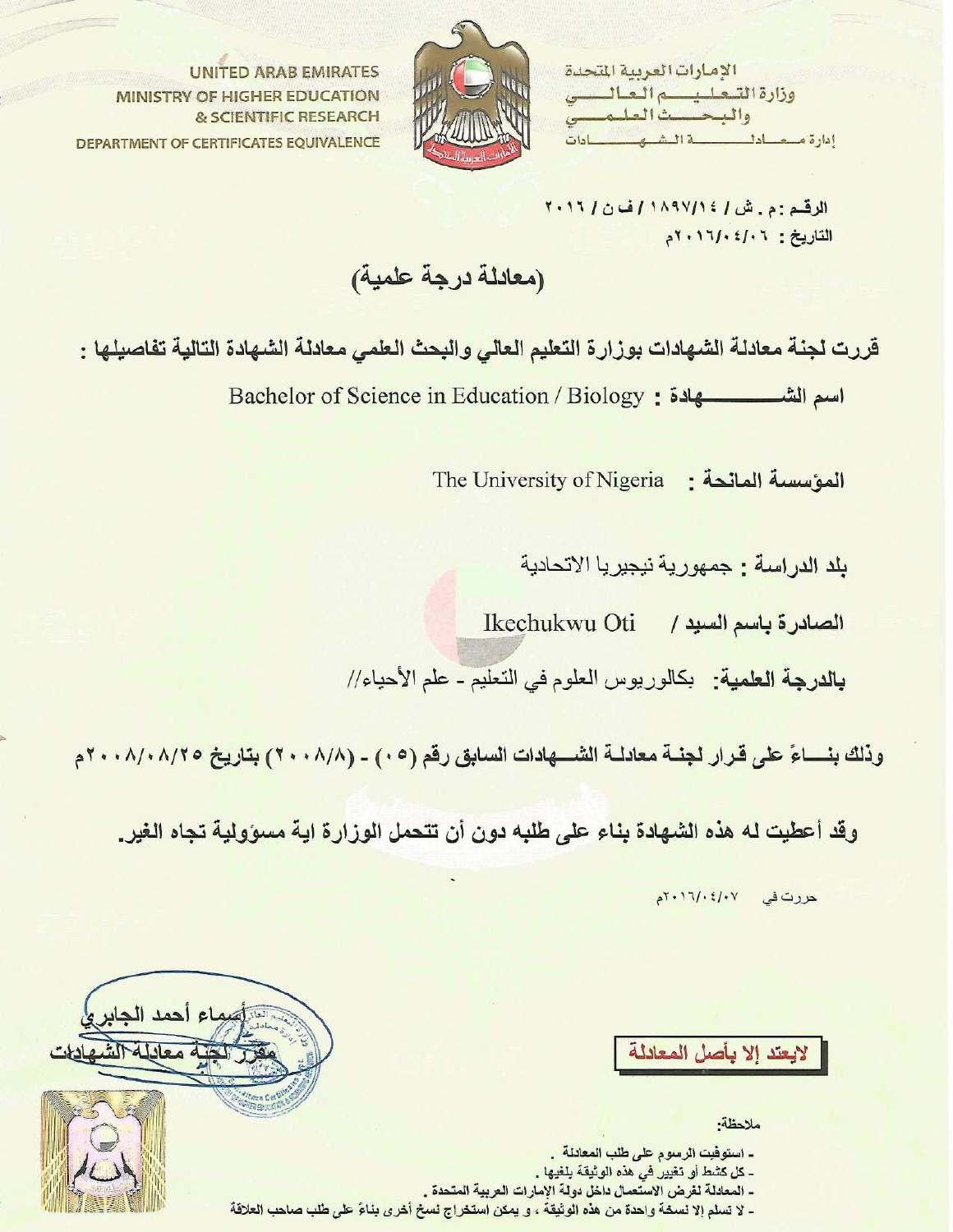UNITED ARAB EMIRATES
MINISTRY OF HIGHER EDUCATION
& SCIENTIFIC RESEARCH
DEPARTMENT OF CERTIFICATES EQUIVALENCE

الإمارات العربية المتحدة
وزارة التعليم العالي
والبحث العلمي
إدارة معادلة الشهادات

الرقم : م . ش / ١٤/١٨٩٧ / ف ن / ٢٠١٦
التاريخ : ٢٠١٦/٠٤/٠٦م

## (معادلة درجة علمية)

**قررت لجنة معادلة الشهادات بوزارة التعليم العالي والبحث العلمي معادلة الشهادة التالية تفاصيلها :**

**اسم الشهادة :** Bachelor of Science in Education / Biology

**المؤسسة المانحة :** The University of Nigeria

**بلد الدراسة :** جمهورية نيجيريا الاتحادية

**الصادرة باسم السيد /** Ikechukwu Oti

**بالدرجة العلمية:** بكالوريوس العلوم في التعليم - علم الأحياء//

**وذلك بناءً على قرار لجنة معادلة الشهادات السابق رقم (٠٥) - (٢٠٠٨/٨) بتاريخ ٢٠٠٨/٠٨/٢٥م**

**وقد أعطيت له هذه الشهادة بناء على طلبه دون أن تتحمل الوزارة اية مسؤولية تجاه الغير.**

حررت في ٢٠١٦/٠٤/٠٧م

أسماء أحمد الجابري
مقرر لجنة معادلة الشهادات

**لايعتد إلا بأصل المعادلة**

ملاحظة:

- استوفيت الرسوم على طلب المعادلة .
- كل كشط أو تغيير في هذه الوثيقة يلغيها .
- المعادلة لغرض الاستعمال داخل دولة الإمارات العربية المتحدة .
- لا تسلم إلا نسخة واحدة من هذه الوثيقة ، و يمكن استخراج نسخ أخرى بناءً على طلب صاحب العلاقة